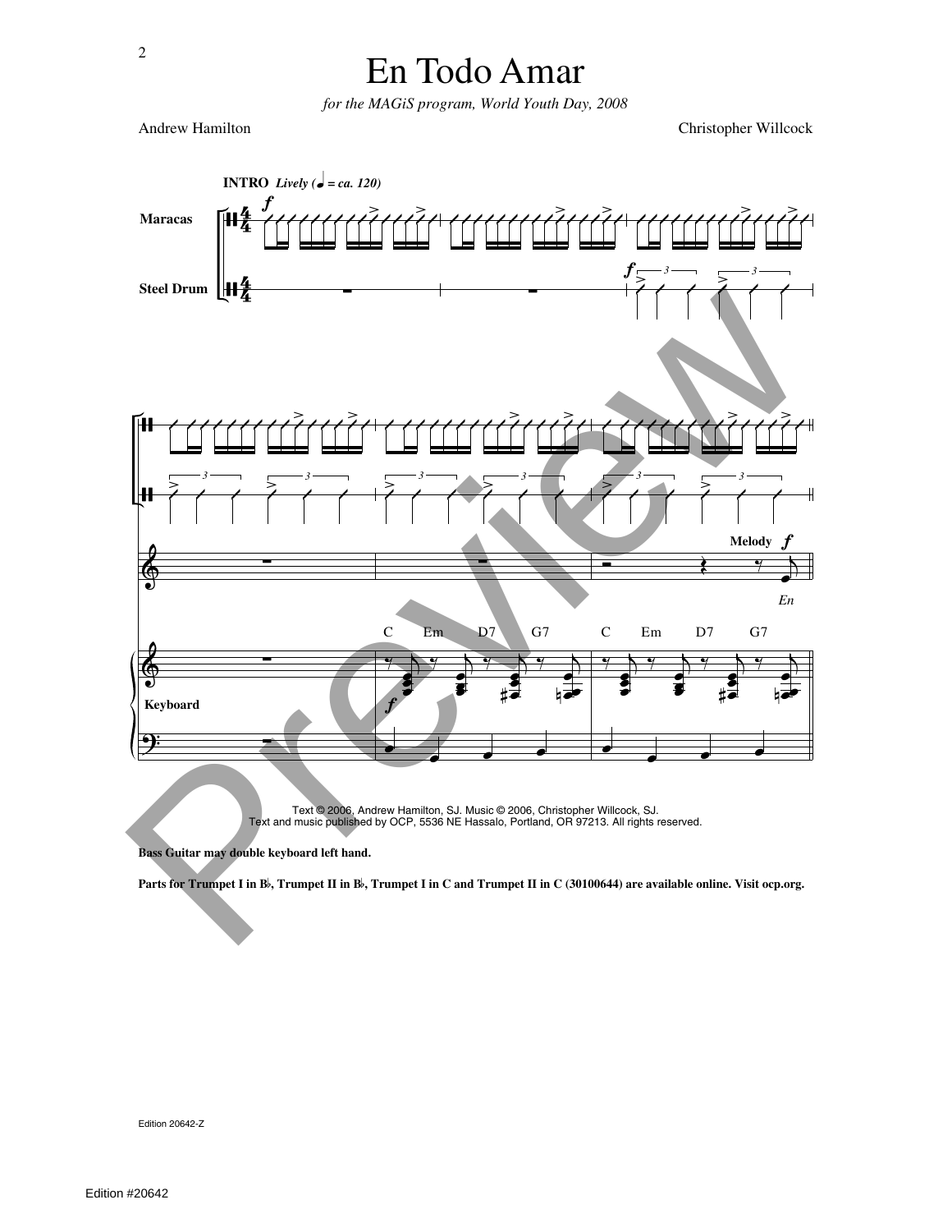# En Todo Amar

*for the MAGiS program, World Youth Day, 2008*

Andrew Hamilton

Christopher Willcock

Text © 2006, Andrew Hamilton, SJ. Music © 2006, Christopher Willcock, SJ.
Text and music published by OCP, 5536 NE Hassalo, Portland, OR 97213. All rights reserved.

**Bass Guitar may double keyboard left hand.**

**Parts for Trumpet I in B♭, Trumpet II in B♭, Trumpet I in C and Trumpet II in C (30100644) are available online. Visit ocp.org.**

Edition 20642-Z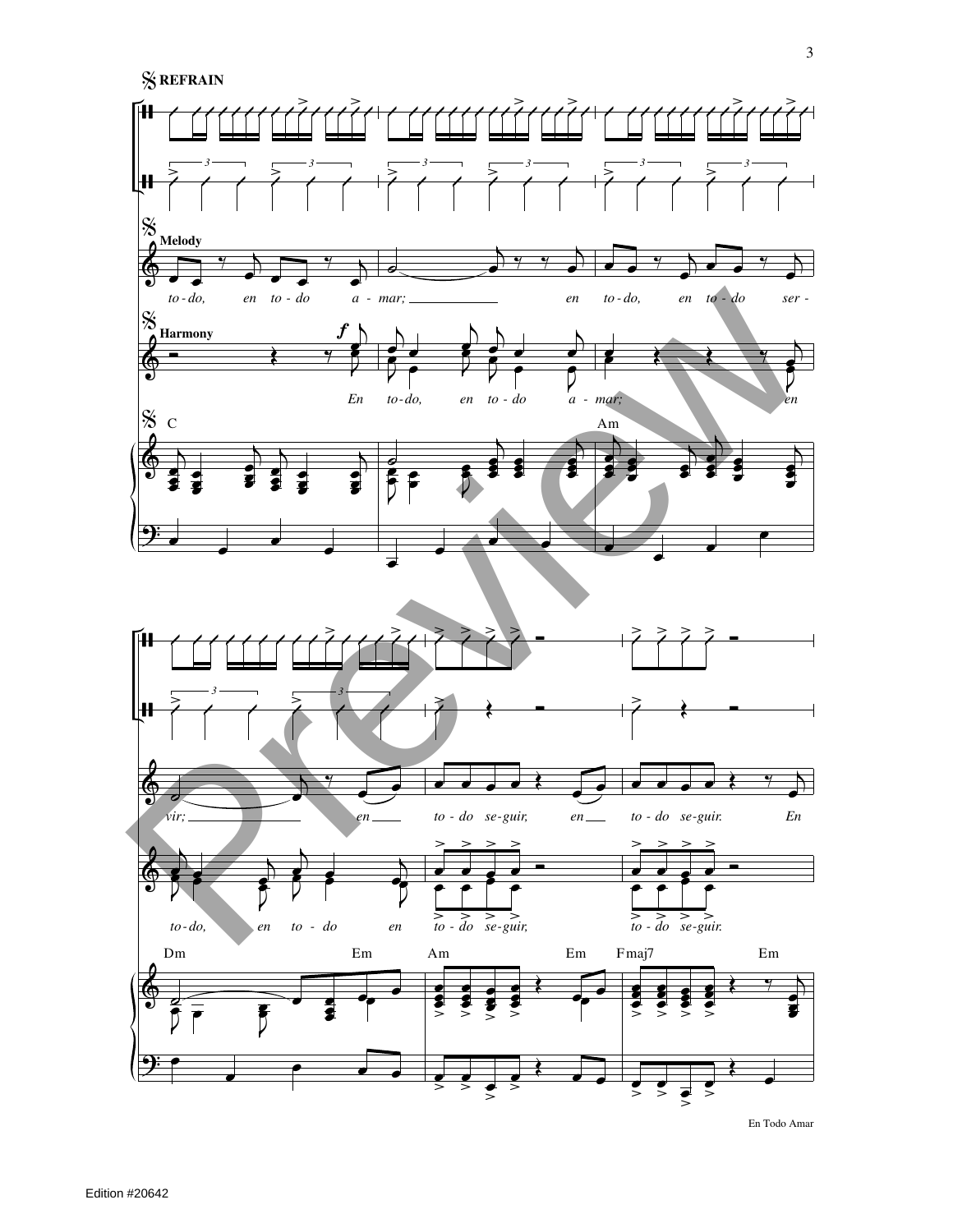REFRAIN

Melody

to - do, en to - do a - mar; en to - do, en to - do ser - vir; en to - do se - guir, en to - do se - guir. En

Harmony

En to - do, en to - do a - mar; en to - do, en to - do en to - do se - guir, to - do se - guir.

C Am Dm Em Am Em Fmaj7 Em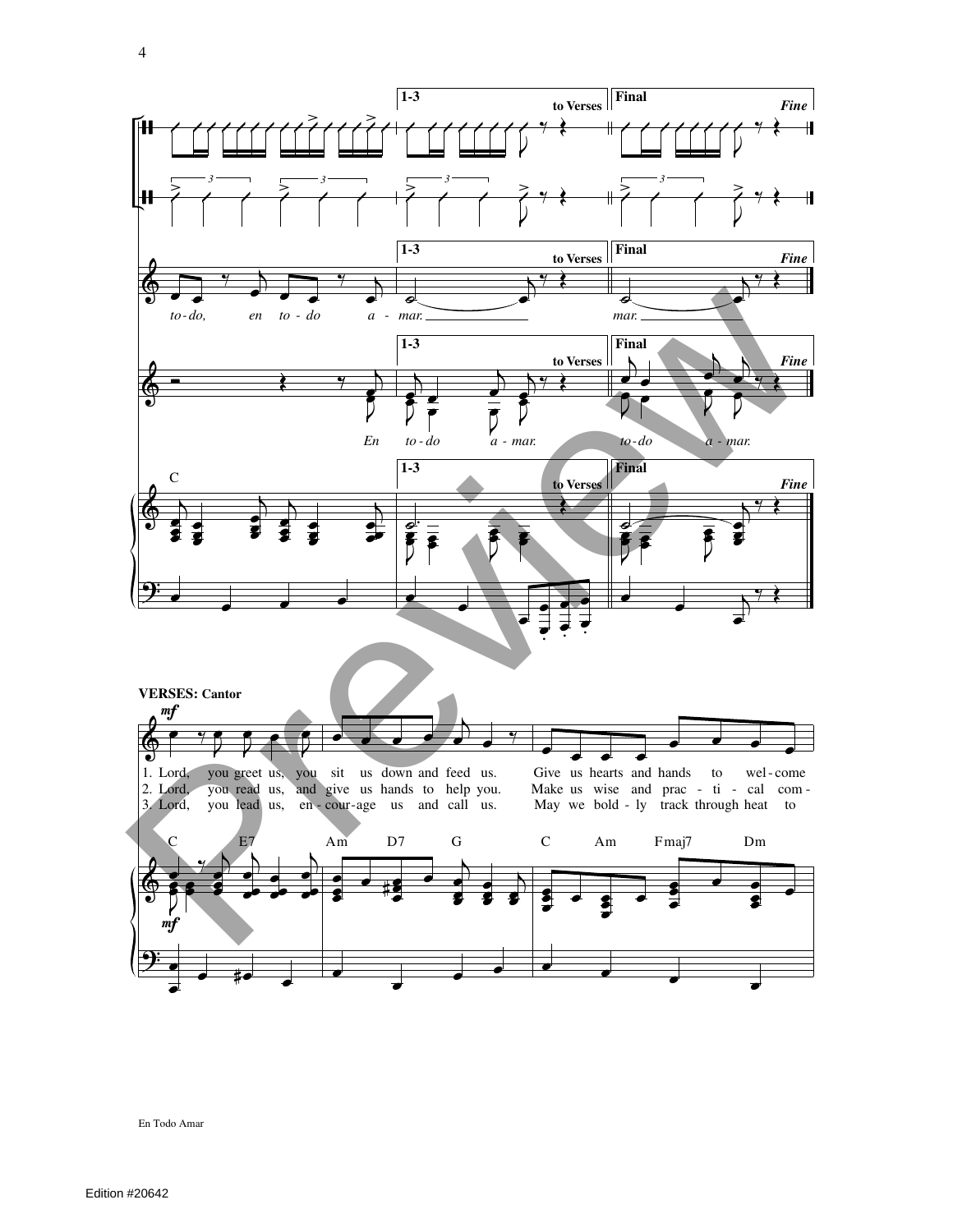**1-3** to Verses | **Final** *Fine*

to-do, en to-do a - mar. mar.

En to-do a - mar. to-do a - mar.

C

**VERSES: Cantor**

*mf*

1. Lord, you greet us, you sit us down and feed us. Give us hearts and hands to wel-come
2. Lord, you read us, and give us hands to help you. Make us wise and prac - ti - cal com -
3. Lord, you lead us, en - cour-age us and call us. May we bold - ly track through heat to

C E7 Am D7 G C Am Fmaj7 Dm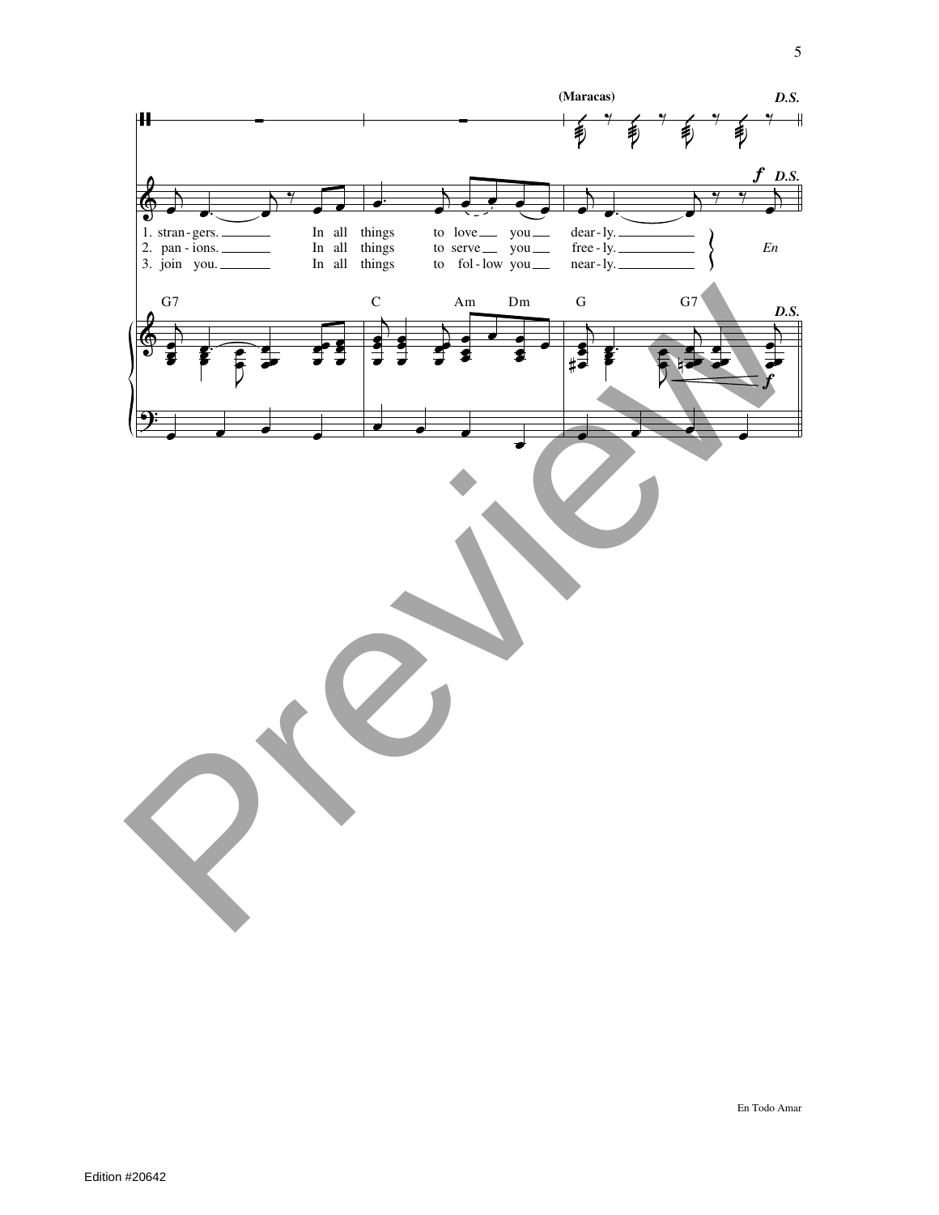(Maracas) *D.S.*

*f* *D.S.*

1. stran - gers. In all things to love you dear - ly.
2. pan - ions. In all things to serve you free - ly.
3. join you. In all things to fol - low you near - ly.

*En*

G7 C Am Dm G G7 *D.S.*

*f*

En Todo Amar

Edition #20642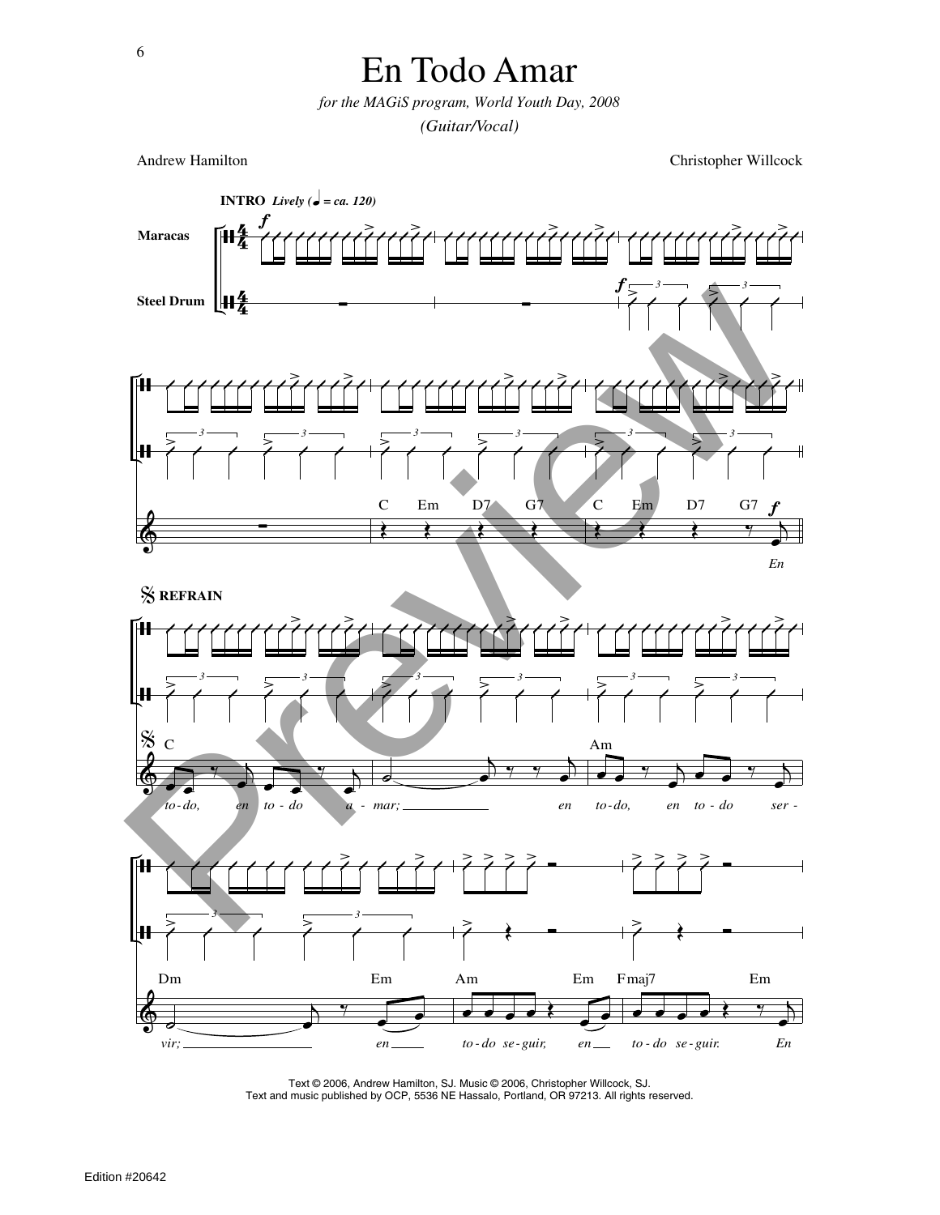# En Todo Amar

*for the MAGiS program, World Youth Day, 2008*

*(Guitar/Vocal)*

Andrew Hamilton

Christopher Willcock

**INTRO** *Lively (♩ = ca. 120)*

Maracas

Steel Drum

C Em D7 G7 C Em D7 G7

*En*

**REFRAIN**

C Am

*to-do, en to-do a-mar; en to-do, en to-do ser-*

Dm Em Am Em Fmaj7 Em

*vir; en to-do se-guir, en to-do se-guir. En*

Text © 2006, Andrew Hamilton, SJ. Music © 2006, Christopher Willcock, SJ.
Text and music published by OCP, 5536 NE Hassalo, Portland, OR 97213. All rights reserved.

Edition #20642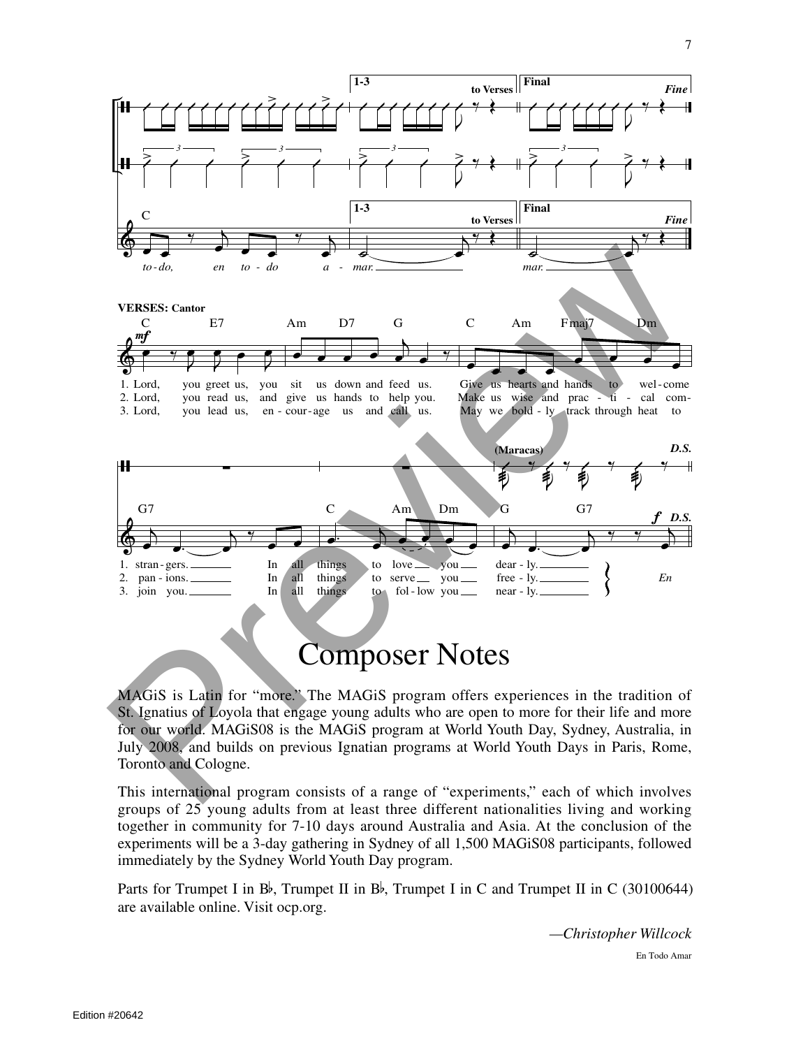# Composer Notes

MAGiS is Latin for "more." The MAGiS program offers experiences in the tradition of St. Ignatius of Loyola that engage young adults who are open to more for their life and more for our world. MAGiS08 is the MAGiS program at World Youth Day, Sydney, Australia, in July 2008, and builds on previous Ignatian programs at World Youth Days in Paris, Rome, Toronto and Cologne.

This international program consists of a range of "experiments," each of which involves groups of 25 young adults from at least three different nationalities living and working together in community for 7-10 days around Australia and Asia. At the conclusion of the experiments will be a 3-day gathering in Sydney of all 1,500 MAGiS08 participants, followed immediately by the Sydney World Youth Day program.

Parts for Trumpet I in B♭, Trumpet II in B♭, Trumpet I in C and Trumpet II in C (30100644) are available online. Visit ocp.org.

*—Christopher Willcock*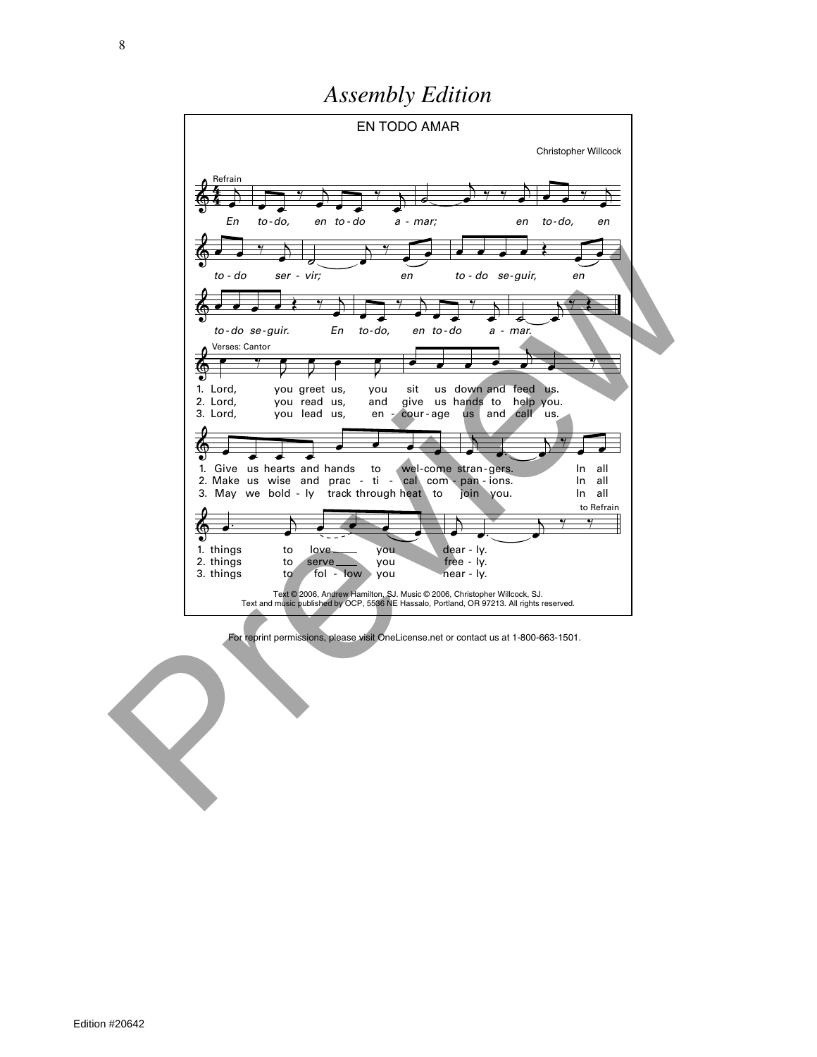# *Assembly Edition*

## EN TODO AMAR

Christopher Willcock

Refrain

*En to-do, en to-do a - mar; en to-do, en to-do ser - vir; en to-do se-guir, en to-do se-guir. En to-do, en to-do a - mar.*

Verses: Cantor

1. Lord, you greet us, you sit us down and feed us.
2. Lord, you read us, and give us hands to help you.
3. Lord, you lead us, en - cour - age us and call us.

1. Give us hearts and hands to wel-come stran - gers. In all
2. Make us wise and prac - ti - cal com - pan - ions. In all
3. May we bold - ly track through heat to join you. In all

1. things to love ___ you dear - ly.
2. things to serve ___ you free - ly.
3. things to fol - low you near - ly.

to Refrain

Text © 2006, Andrew Hamilton, SJ. Music © 2006, Christopher Willcock, SJ.
Text and music published by OCP, 5536 NE Hassalo, Portland, OR 97213. All rights reserved.

For reprint permissions, please visit OneLicense.net or contact us at 1-800-663-1501.

Edition #20642